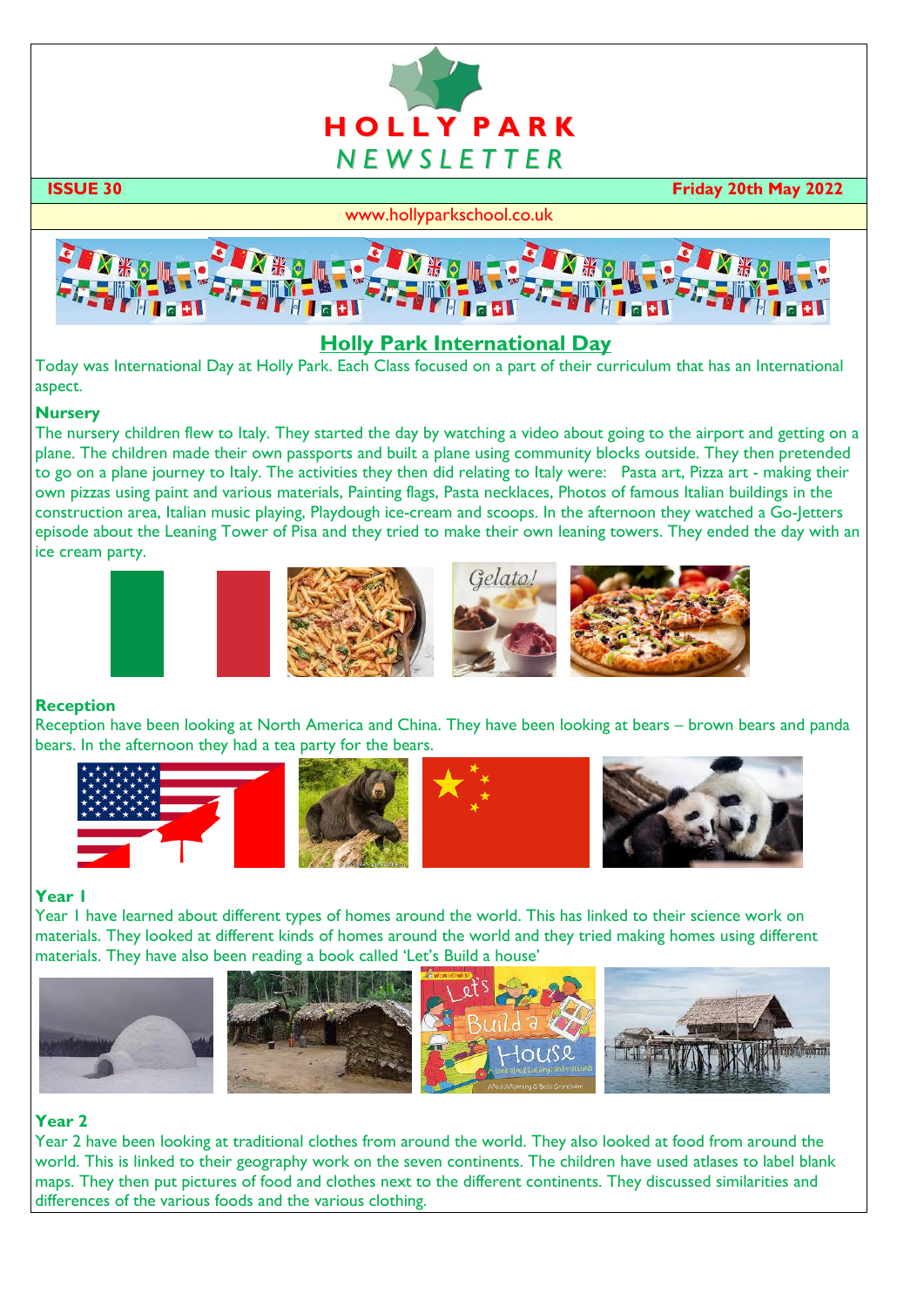# HOLLY PARK NEWSLETTER

**ISSUE 30** **Friday 20th May 2022**

www.hollyparkschool.co.uk

## Holly Park International Day

Today was International Day at Holly Park. Each Class focused on a part of their curriculum that has an International aspect.

### Nursery

The nursery children flew to Italy. They started the day by watching a video about going to the airport and getting on a plane. The children made their own passports and built a plane using community blocks outside. They then pretended to go on a plane journey to Italy. The activities they then did relating to Italy were: Pasta art, Pizza art - making their own pizzas using paint and various materials, Painting flags, Pasta necklaces, Photos of famous Italian buildings in the construction area, Italian music playing, Playdough ice-cream and scoops. In the afternoon they watched a Go-Jetters episode about the Leaning Tower of Pisa and they tried to make their own leaning towers. They ended the day with an ice cream party.

### Reception

Reception have been looking at North America and China. They have been looking at bears – brown bears and panda bears. In the afternoon they had a tea party for the bears.

### Year 1

Year 1 have learned about different types of homes around the world. This has linked to their science work on materials. They looked at different kinds of homes around the world and they tried making homes using different materials. They have also been reading a book called 'Let's Build a house'

### Year 2

Year 2 have been looking at traditional clothes from around the world. They also looked at food from around the world. This is linked to their geography work on the seven continents. The children have used atlases to label blank maps. They then put pictures of food and clothes next to the different continents. They discussed similarities and differences of the various foods and the various clothing.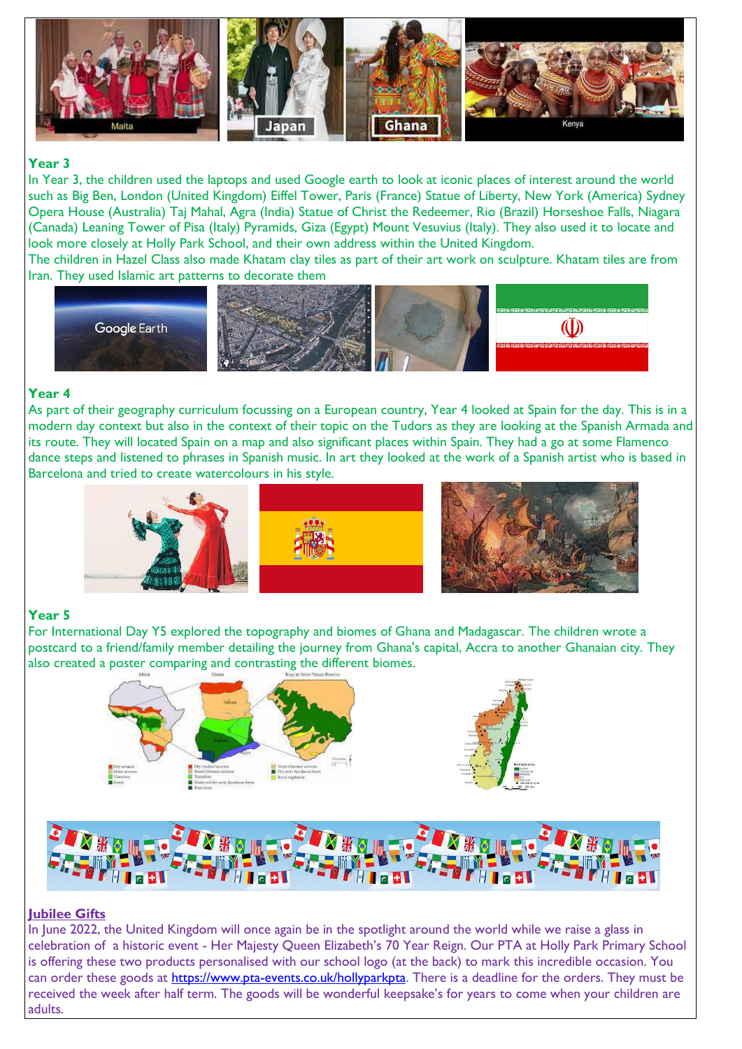Malta Japan Ghana Kenya

## Year 3

In Year 3, the children used the laptops and used Google earth to look at iconic places of interest around the world such as Big Ben, London (United Kingdom) Eiffel Tower, Paris (France) Statue of Liberty, New York (America) Sydney Opera House (Australia) Taj Mahal, Agra (India) Statue of Christ the Redeemer, Rio (Brazil) Horseshoe Falls, Niagara (Canada) Leaning Tower of Pisa (Italy) Pyramids, Giza (Egypt) Mount Vesuvius (Italy). They also used it to locate and look more closely at Holly Park School, and their own address within the United Kingdom.

The children in Hazel Class also made Khatam clay tiles as part of their art work on sculpture. Khatam tiles are from Iran. They used Islamic art patterns to decorate them

## Year 4

As part of their geography curriculum focussing on a European country, Year 4 looked at Spain for the day. This is in a modern day context but also in the context of their topic on the Tudors as they are looking at the Spanish Armada and its route. They will located Spain on a map and also significant places within Spain. They had a go at some Flamenco dance steps and listened to phrases in Spanish music. In art they looked at the work of a Spanish artist who is based in Barcelona and tried to create watercolours in his style.

## Year 5

For International Day Y5 explored the topography and biomes of Ghana and Madagascar. The children wrote a postcard to a friend/family member detailing the journey from Ghana's capital, Accra to another Ghanaian city. They also created a poster comparing and contrasting the different biomes.

## Jubilee Gifts

In June 2022, the United Kingdom will once again be in the spotlight around the world while we raise a glass in celebration of a historic event - Her Majesty Queen Elizabeth's 70 Year Reign. Our PTA at Holly Park Primary School is offering these two products personalised with our school logo (at the back) to mark this incredible occasion. You can order these goods at https://www.pta-events.co.uk/hollyparkpta. There is a deadline for the orders. They must be received the week after half term. The goods will be wonderful keepsake's for years to come when your children are adults.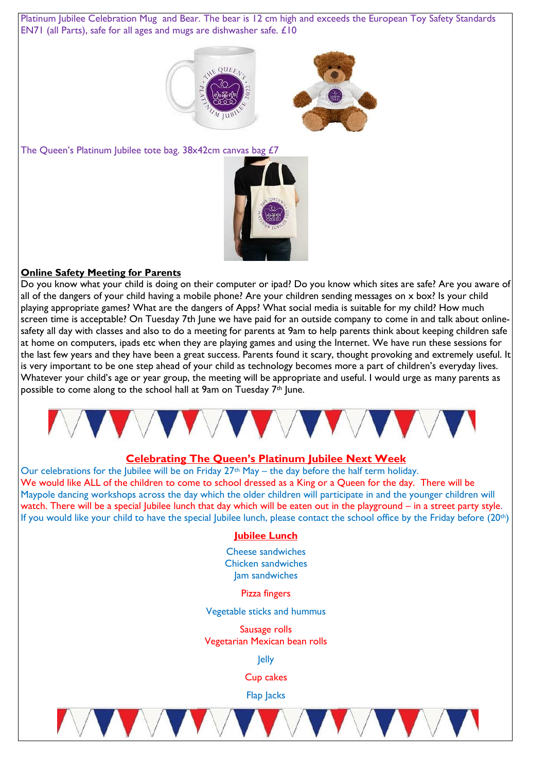Platinum Jubilee Celebration Mug and Bear. The bear is 12 cm high and exceeds the European Toy Safety Standards EN71 (all Parts), safe for all ages and mugs are dishwasher safe. £10

The Queen's Platinum Jubilee tote bag. 38x42cm canvas bag £7

**Online Safety Meeting for Parents**

Do you know what your child is doing on their computer or ipad? Do you know which sites are safe? Are you aware of all of the dangers of your child having a mobile phone? Are your children sending messages on x box? Is your child playing appropriate games? What are the dangers of Apps? What social media is suitable for my child? How much screen time is acceptable? On Tuesday 7th June we have paid for an outside company to come in and talk about online-safety all day with classes and also to do a meeting for parents at 9am to help parents think about keeping children safe at home on computers, ipads etc when they are playing games and using the Internet. We have run these sessions for the last few years and they have been a great success. Parents found it scary, thought provoking and extremely useful. It is very important to be one step ahead of your child as technology becomes more a part of children's everyday lives. Whatever your child's age or year group, the meeting will be appropriate and useful. I would urge as many parents as possible to come along to the school hall at 9am on Tuesday 7th June.

## Celebrating The Queen's Platinum Jubilee Next Week

Our celebrations for the Jubilee will be on Friday 27th May – the day before the half term holiday. We would like ALL of the children to come to school dressed as a King or a Queen for the day. There will be Maypole dancing workshops across the day which the older children will participate in and the younger children will watch. There will be a special Jubilee lunch that day which will be eaten out in the playground – in a street party style. If you would like your child to have the special Jubilee lunch, please contact the school office by the Friday before (20th)

### Jubilee Lunch

Cheese sandwiches
Chicken sandwiches
Jam sandwiches

Pizza fingers

Vegetable sticks and hummus

Sausage rolls
Vegetarian Mexican bean rolls

Jelly

Cup cakes

Flap Jacks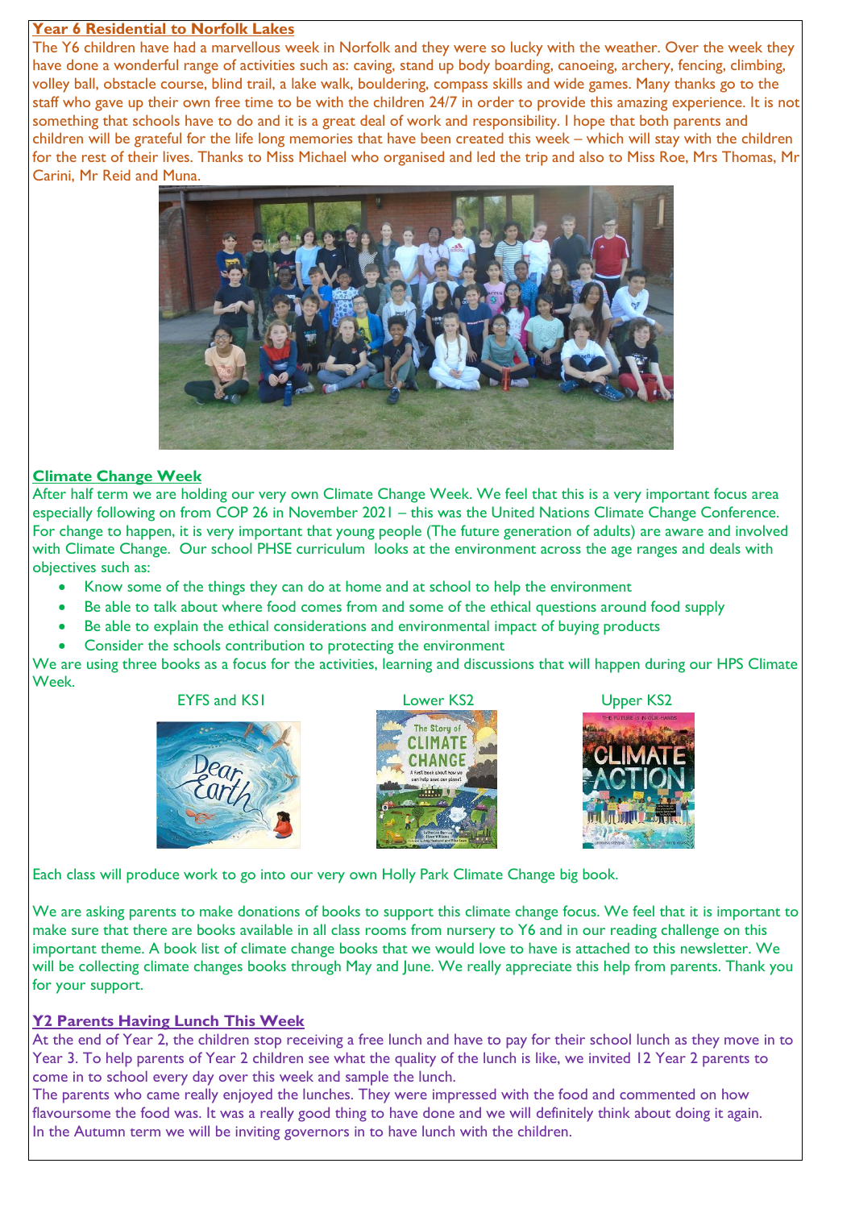## Year 6 Residential to Norfolk Lakes

The Y6 children have had a marvellous week in Norfolk and they were so lucky with the weather. Over the week they have done a wonderful range of activities such as: caving, stand up body boarding, canoeing, archery, fencing, climbing, volley ball, obstacle course, blind trail, a lake walk, bouldering, compass skills and wide games. Many thanks go to the staff who gave up their own free time to be with the children 24/7 in order to provide this amazing experience. It is not something that schools have to do and it is a great deal of work and responsibility. I hope that both parents and children will be grateful for the life long memories that have been created this week – which will stay with the children for the rest of their lives. Thanks to Miss Michael who organised and led the trip and also to Miss Roe, Mrs Thomas, Mr Carini, Mr Reid and Muna.

## Climate Change Week

After half term we are holding our very own Climate Change Week. We feel that this is a very important focus area especially following on from COP 26 in November 2021 – this was the United Nations Climate Change Conference. For change to happen, it is very important that young people (The future generation of adults) are aware and involved with Climate Change. Our school PHSE curriculum looks at the environment across the age ranges and deals with objectives such as:

- Know some of the things they can do at home and at school to help the environment
- Be able to talk about where food comes from and some of the ethical questions around food supply
- Be able to explain the ethical considerations and environmental impact of buying products
- Consider the schools contribution to protecting the environment

We are using three books as a focus for the activities, learning and discussions that will happen during our HPS Climate Week.

EYFS and KS1 — Lower KS2 — Upper KS2

Each class will produce work to go into our very own Holly Park Climate Change big book.

We are asking parents to make donations of books to support this climate change focus. We feel that it is important to make sure that there are books available in all class rooms from nursery to Y6 and in our reading challenge on this important theme. A book list of climate change books that we would love to have is attached to this newsletter. We will be collecting climate changes books through May and June. We really appreciate this help from parents. Thank you for your support.

## Y2 Parents Having Lunch This Week

At the end of Year 2, the children stop receiving a free lunch and have to pay for their school lunch as they move in to Year 3. To help parents of Year 2 children see what the quality of the lunch is like, we invited 12 Year 2 parents to come in to school every day over this week and sample the lunch.

The parents who came really enjoyed the lunches. They were impressed with the food and commented on how flavoursome the food was. It was a really good thing to have done and we will definitely think about doing it again.

In the Autumn term we will be inviting governors in to have lunch with the children.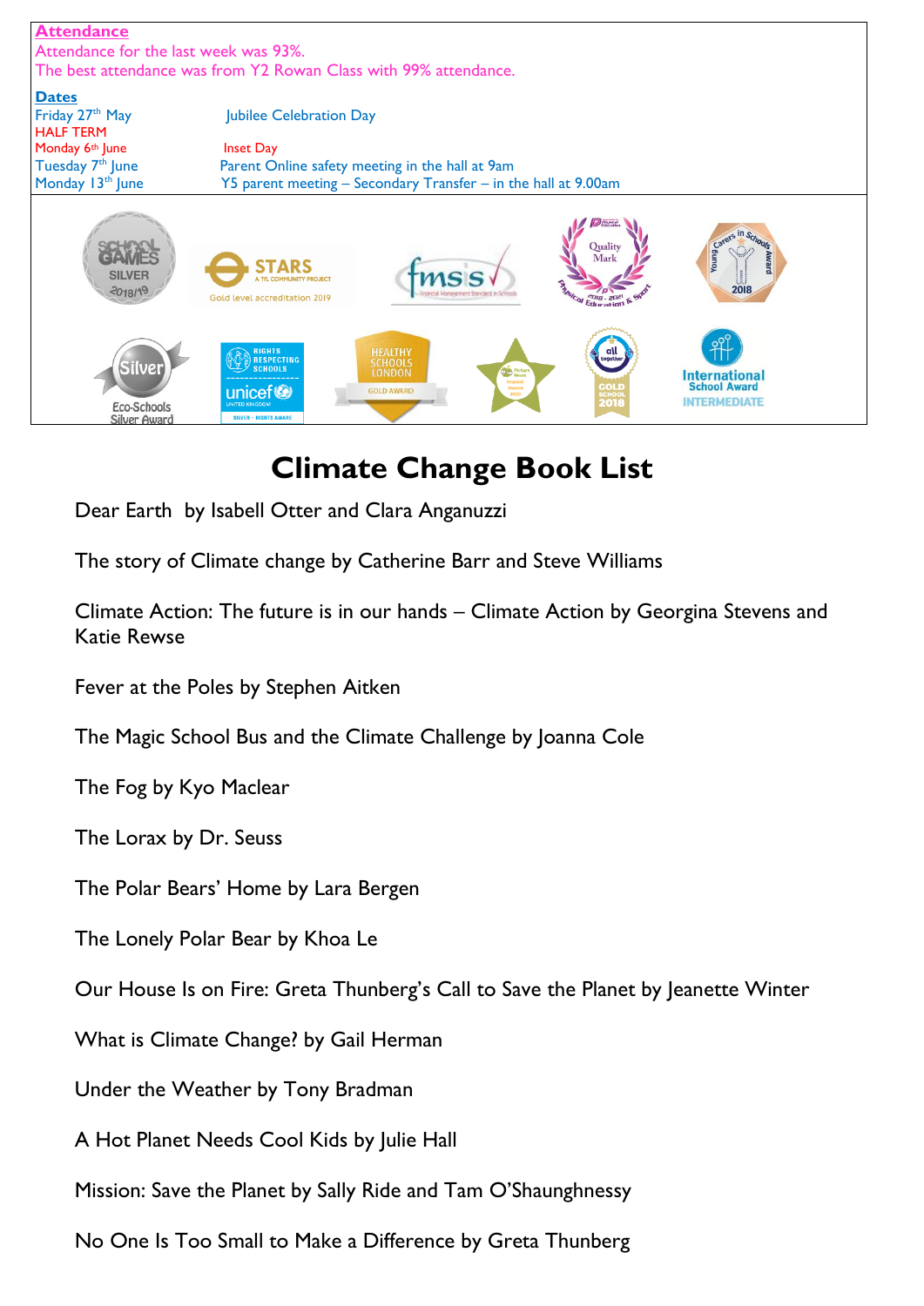**Attendance**

Attendance for the last week was 93%.

The best attendance was from Y2 Rowan Class with 99% attendance.

**Dates**

| | |
|---|---|
| Friday 27th May | Jubilee Celebration Day |
| HALF TERM | |
| Monday 6th June | Inset Day |
| Tuesday 7th June | Parent Online safety meeting in the hall at 9am |
| Monday 13th June | Y5 parent meeting – Secondary Transfer – in the hall at 9.00am |

# Climate Change Book List

Dear Earth by Isabell Otter and Clara Anganuzzi

The story of Climate change by Catherine Barr and Steve Williams

Climate Action: The future is in our hands – Climate Action by Georgina Stevens and Katie Rewse

Fever at the Poles by Stephen Aitken

The Magic School Bus and the Climate Challenge by Joanna Cole

The Fog by Kyo Maclear

The Lorax by Dr. Seuss

The Polar Bears' Home by Lara Bergen

The Lonely Polar Bear by Khoa Le

Our House Is on Fire: Greta Thunberg's Call to Save the Planet by Jeanette Winter

What is Climate Change? by Gail Herman

Under the Weather by Tony Bradman

A Hot Planet Needs Cool Kids by Julie Hall

Mission: Save the Planet by Sally Ride and Tam O'Shaughnessy

No One Is Too Small to Make a Difference by Greta Thunberg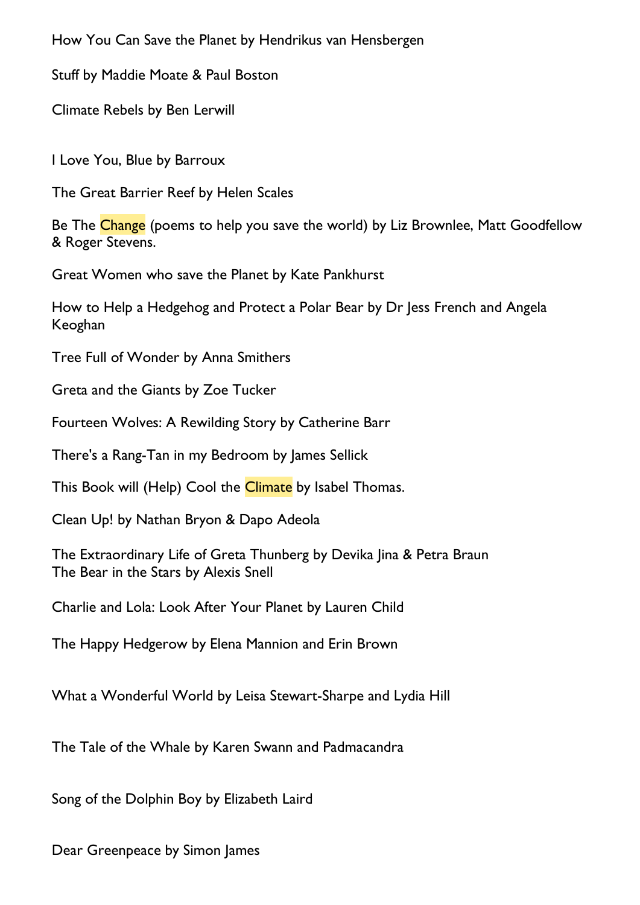How You Can Save the Planet by Hendrikus van Hensbergen

Stuff by Maddie Moate & Paul Boston

Climate Rebels by Ben Lerwill

I Love You, Blue by Barroux

The Great Barrier Reef by Helen Scales

Be The Change (poems to help you save the world) by Liz Brownlee, Matt Goodfellow & Roger Stevens.

Great Women who save the Planet by Kate Pankhurst

How to Help a Hedgehog and Protect a Polar Bear by Dr Jess French and Angela Keoghan

Tree Full of Wonder by Anna Smithers

Greta and the Giants by Zoe Tucker

Fourteen Wolves: A Rewilding Story by Catherine Barr

There's a Rang-Tan in my Bedroom by James Sellick

This Book will (Help) Cool the Climate by Isabel Thomas.

Clean Up! by Nathan Bryon & Dapo Adeola

The Extraordinary Life of Greta Thunberg by Devika Jina & Petra Braun
The Bear in the Stars by Alexis Snell

Charlie and Lola: Look After Your Planet by Lauren Child

The Happy Hedgerow by Elena Mannion and Erin Brown

What a Wonderful World by Leisa Stewart-Sharpe and Lydia Hill

The Tale of the Whale by Karen Swann and Padmacandra

Song of the Dolphin Boy by Elizabeth Laird

Dear Greenpeace by Simon James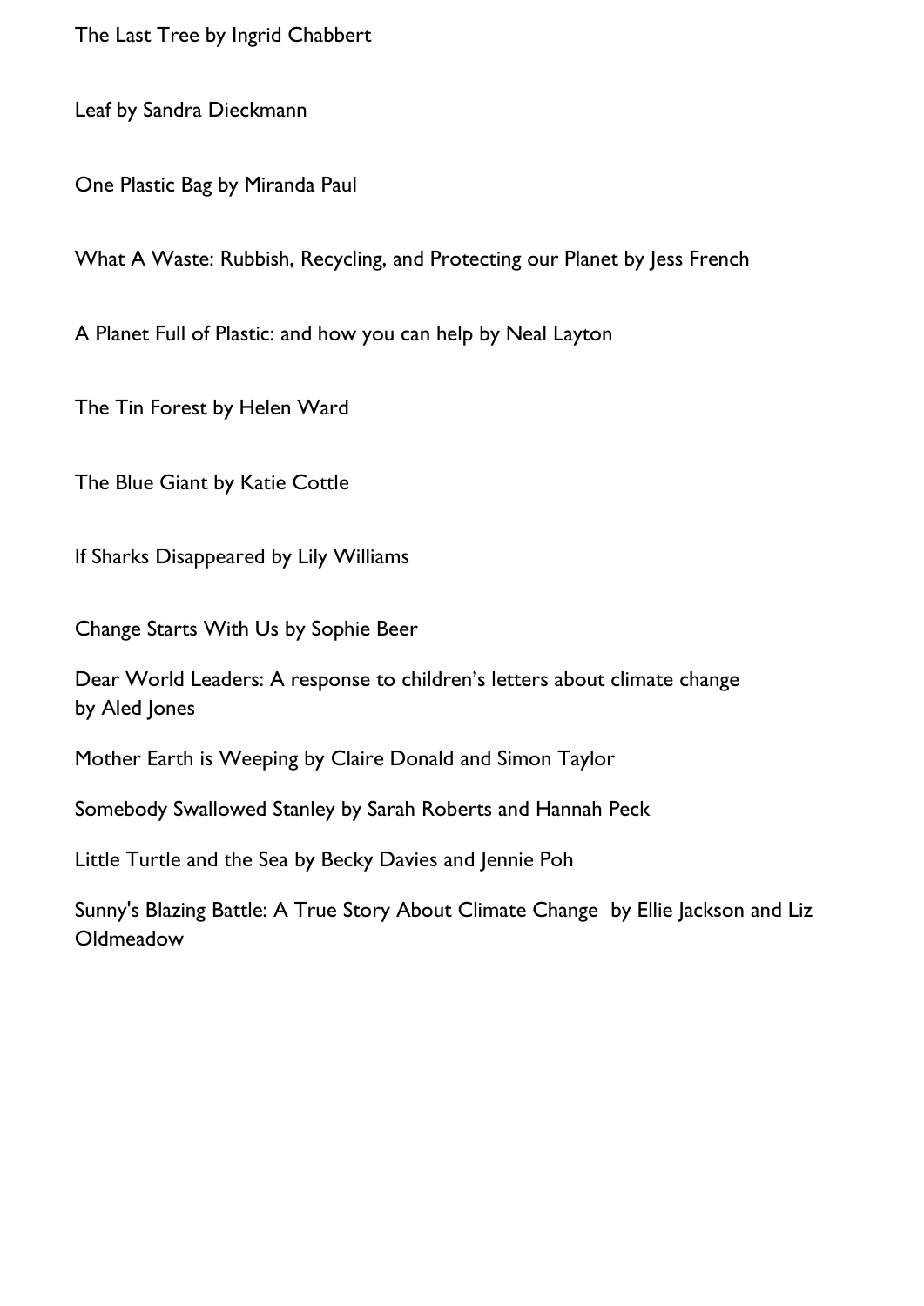The Last Tree by Ingrid Chabbert

Leaf by Sandra Dieckmann

One Plastic Bag by Miranda Paul

What A Waste: Rubbish, Recycling, and Protecting our Planet by Jess French

A Planet Full of Plastic: and how you can help by Neal Layton

The Tin Forest by Helen Ward

The Blue Giant by Katie Cottle

If Sharks Disappeared by Lily Williams

Change Starts With Us by Sophie Beer

Dear World Leaders: A response to children's letters about climate change by Aled Jones

Mother Earth is Weeping by Claire Donald and Simon Taylor

Somebody Swallowed Stanley by Sarah Roberts and Hannah Peck

Little Turtle and the Sea by Becky Davies and Jennie Poh

Sunny's Blazing Battle: A True Story About Climate Change by Ellie Jackson and Liz Oldmeadow